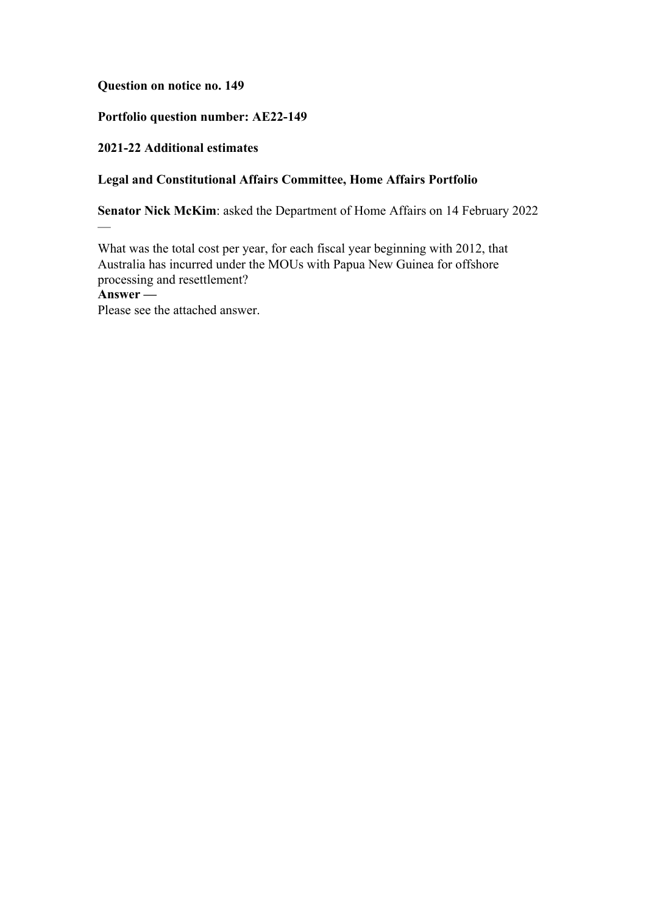**Question on notice no. 149**

**Portfolio question number: AE22-149**

**2021-22 Additional estimates**

**Legal and Constitutional Affairs Committee, Home Affairs Portfolio**

**Senator Nick McKim**: asked the Department of Home Affairs on 14 February 2022 —

What was the total cost per year, for each fiscal year beginning with 2012, that Australia has incurred under the MOUs with Papua New Guinea for offshore processing and resettlement?

**Answer —**

Please see the attached answer.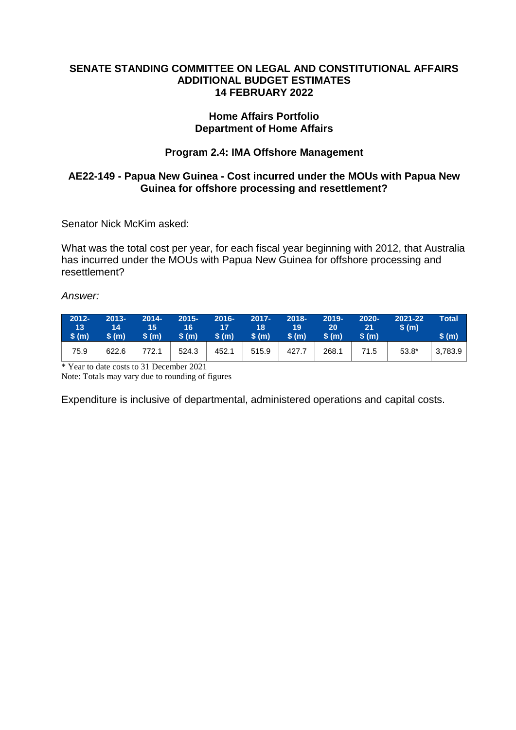**SENATE STANDING COMMITTEE ON LEGAL AND CONSTITUTIONAL AFFAIRS**
**ADDITIONAL BUDGET ESTIMATES**
**14 FEBRUARY 2022**

**Home Affairs Portfolio**
**Department of Home Affairs**

**Program 2.4: IMA Offshore Management**

**AE22-149 - Papua New Guinea - Cost incurred under the MOUs with Papua New Guinea for offshore processing and resettlement?**

Senator Nick McKim asked:

What was the total cost per year, for each fiscal year beginning with 2012, that Australia has incurred under the MOUs with Papua New Guinea for offshore processing and resettlement?

*Answer:*

| 2012-13 $ (m) | 2013-14 $ (m) | 2014-15 $ (m) | 2015-16 $ (m) | 2016-17 $ (m) | 2017-18 $ (m) | 2018-19 $ (m) | 2019-20 $ (m) | 2020-21 $ (m) | 2021-22 $ (m) | Total $ (m) |
|---|---|---|---|---|---|---|---|---|---|---|
| 75.9 | 622.6 | 772.1 | 524.3 | 452.1 | 515.9 | 427.7 | 268.1 | 71.5 | 53.8* | 3,783.9 |

\* Year to date costs to 31 December 2021
Note: Totals may vary due to rounding of figures

Expenditure is inclusive of departmental, administered operations and capital costs.